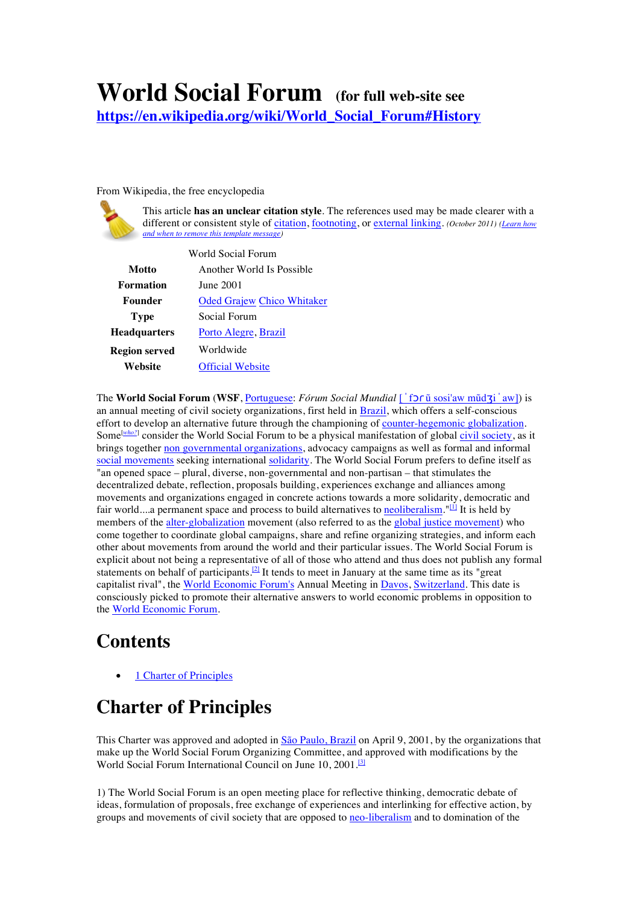# World Social Forum (for full web-site see https://en.wikipedia.org/wiki/World_Social_Forum#History

From Wikipedia, the free encyclopedia

This article **has an unclear citation style**. The references used may be made clearer with a different or consistent style of citation, footnoting, or external linking. *(October 2011)* *(Learn how and when to remove this template message)*

| | World Social Forum |
|---|---|
| **Motto** | Another World Is Possible |
| **Formation** | June 2001 |
| **Founder** | Oded Grajew Chico Whitaker |
| **Type** | Social Forum |
| **Headquarters** | Porto Alegre, Brazil |
| **Region served** | Worldwide |
| **Website** | Official Website |

The **World Social Forum** (**WSF**, Portuguese: *Fórum Social Mundial* [ˈfɔɾũ sosiˈaw mũdʒiˈaw]) is an annual meeting of civil society organizations, first held in Brazil, which offers a self-conscious effort to develop an alternative future through the championing of counter-hegemonic globalization. Some[who?] consider the World Social Forum to be a physical manifestation of global civil society, as it brings together non governmental organizations, advocacy campaigns as well as formal and informal social movements seeking international solidarity. The World Social Forum prefers to define itself as "an opened space – plural, diverse, non-governmental and non-partisan – that stimulates the decentralized debate, reflection, proposals building, experiences exchange and alliances among movements and organizations engaged in concrete actions towards a more solidarity, democratic and fair world....a permanent space and process to build alternatives to neoliberalism."[1] It is held by members of the alter-globalization movement (also referred to as the global justice movement) who come together to coordinate global campaigns, share and refine organizing strategies, and inform each other about movements from around the world and their particular issues. The World Social Forum is explicit about not being a representative of all of those who attend and thus does not publish any formal statements on behalf of participants.[2] It tends to meet in January at the same time as its "great capitalist rival", the World Economic Forum's Annual Meeting in Davos, Switzerland. This date is consciously picked to promote their alternative answers to world economic problems in opposition to the World Economic Forum.

# Contents

- 1 Charter of Principles

# Charter of Principles

This Charter was approved and adopted in São Paulo, Brazil on April 9, 2001, by the organizations that make up the World Social Forum Organizing Committee, and approved with modifications by the World Social Forum International Council on June 10, 2001.[3]

1) The World Social Forum is an open meeting place for reflective thinking, democratic debate of ideas, formulation of proposals, free exchange of experiences and interlinking for effective action, by groups and movements of civil society that are opposed to neo-liberalism and to domination of the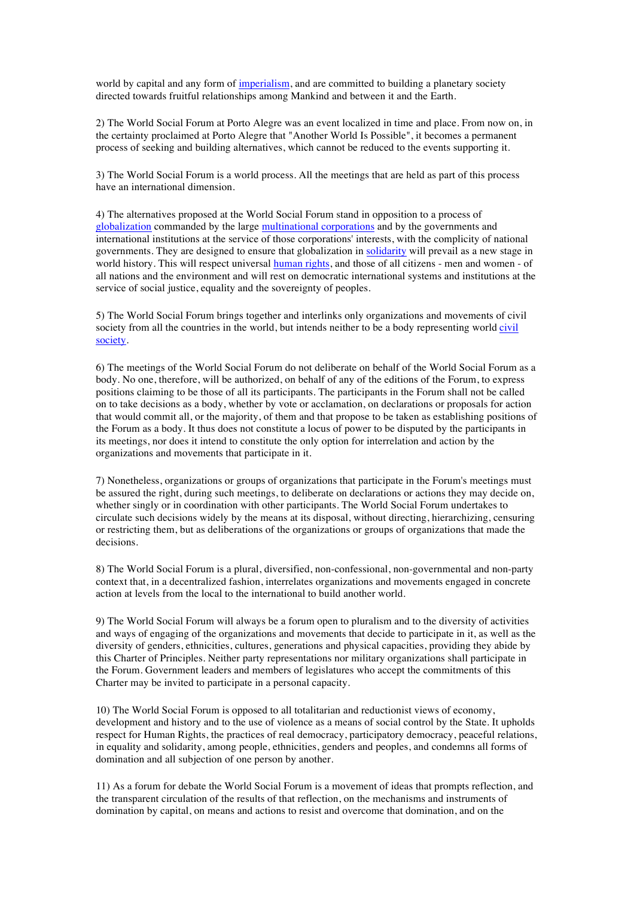world by capital and any form of imperialism, and are committed to building a planetary society directed towards fruitful relationships among Mankind and between it and the Earth.

2) The World Social Forum at Porto Alegre was an event localized in time and place. From now on, in the certainty proclaimed at Porto Alegre that "Another World Is Possible", it becomes a permanent process of seeking and building alternatives, which cannot be reduced to the events supporting it.

3) The World Social Forum is a world process. All the meetings that are held as part of this process have an international dimension.

4) The alternatives proposed at the World Social Forum stand in opposition to a process of globalization commanded by the large multinational corporations and by the governments and international institutions at the service of those corporations' interests, with the complicity of national governments. They are designed to ensure that globalization in solidarity will prevail as a new stage in world history. This will respect universal human rights, and those of all citizens - men and women - of all nations and the environment and will rest on democratic international systems and institutions at the service of social justice, equality and the sovereignty of peoples.

5) The World Social Forum brings together and interlinks only organizations and movements of civil society from all the countries in the world, but intends neither to be a body representing world civil society.

6) The meetings of the World Social Forum do not deliberate on behalf of the World Social Forum as a body. No one, therefore, will be authorized, on behalf of any of the editions of the Forum, to express positions claiming to be those of all its participants. The participants in the Forum shall not be called on to take decisions as a body, whether by vote or acclamation, on declarations or proposals for action that would commit all, or the majority, of them and that propose to be taken as establishing positions of the Forum as a body. It thus does not constitute a locus of power to be disputed by the participants in its meetings, nor does it intend to constitute the only option for interrelation and action by the organizations and movements that participate in it.

7) Nonetheless, organizations or groups of organizations that participate in the Forum's meetings must be assured the right, during such meetings, to deliberate on declarations or actions they may decide on, whether singly or in coordination with other participants. The World Social Forum undertakes to circulate such decisions widely by the means at its disposal, without directing, hierarchizing, censuring or restricting them, but as deliberations of the organizations or groups of organizations that made the decisions.

8) The World Social Forum is a plural, diversified, non-confessional, non-governmental and non-party context that, in a decentralized fashion, interrelates organizations and movements engaged in concrete action at levels from the local to the international to build another world.

9) The World Social Forum will always be a forum open to pluralism and to the diversity of activities and ways of engaging of the organizations and movements that decide to participate in it, as well as the diversity of genders, ethnicities, cultures, generations and physical capacities, providing they abide by this Charter of Principles. Neither party representations nor military organizations shall participate in the Forum. Government leaders and members of legislatures who accept the commitments of this Charter may be invited to participate in a personal capacity.

10) The World Social Forum is opposed to all totalitarian and reductionist views of economy, development and history and to the use of violence as a means of social control by the State. It upholds respect for Human Rights, the practices of real democracy, participatory democracy, peaceful relations, in equality and solidarity, among people, ethnicities, genders and peoples, and condemns all forms of domination and all subjection of one person by another.

11) As a forum for debate the World Social Forum is a movement of ideas that prompts reflection, and the transparent circulation of the results of that reflection, on the mechanisms and instruments of domination by capital, on means and actions to resist and overcome that domination, and on the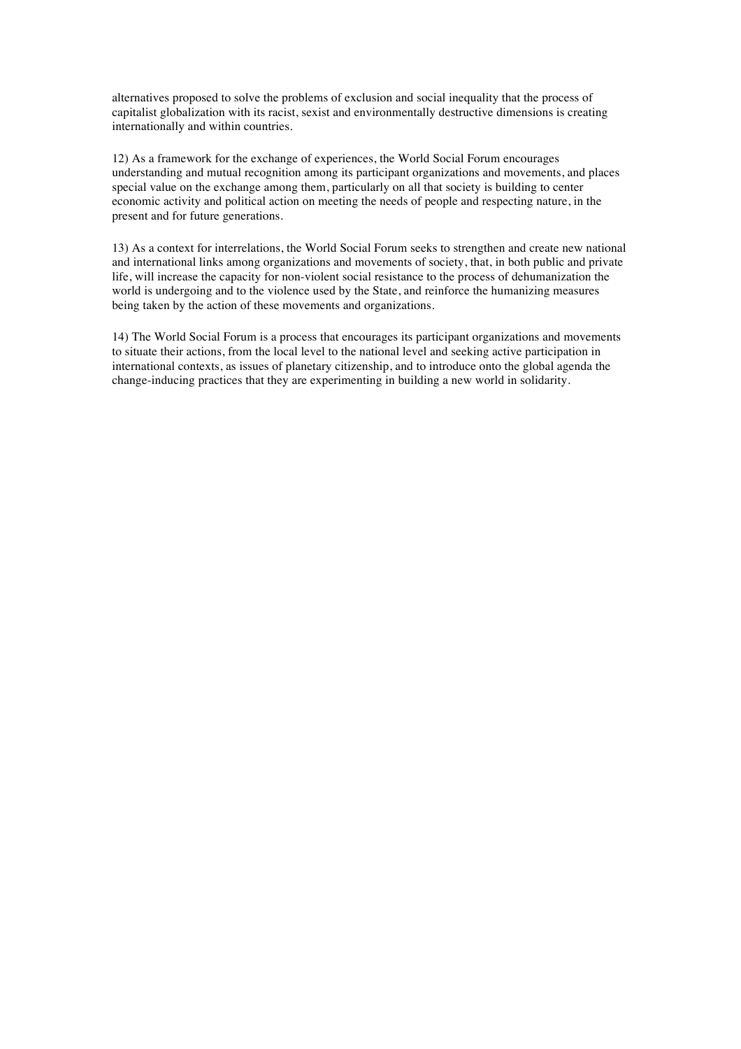alternatives proposed to solve the problems of exclusion and social inequality that the process of capitalist globalization with its racist, sexist and environmentally destructive dimensions is creating internationally and within countries.

12) As a framework for the exchange of experiences, the World Social Forum encourages understanding and mutual recognition among its participant organizations and movements, and places special value on the exchange among them, particularly on all that society is building to center economic activity and political action on meeting the needs of people and respecting nature, in the present and for future generations.

13) As a context for interrelations, the World Social Forum seeks to strengthen and create new national and international links among organizations and movements of society, that, in both public and private life, will increase the capacity for non-violent social resistance to the process of dehumanization the world is undergoing and to the violence used by the State, and reinforce the humanizing measures being taken by the action of these movements and organizations.

14) The World Social Forum is a process that encourages its participant organizations and movements to situate their actions, from the local level to the national level and seeking active participation in international contexts, as issues of planetary citizenship, and to introduce onto the global agenda the change-inducing practices that they are experimenting in building a new world in solidarity.